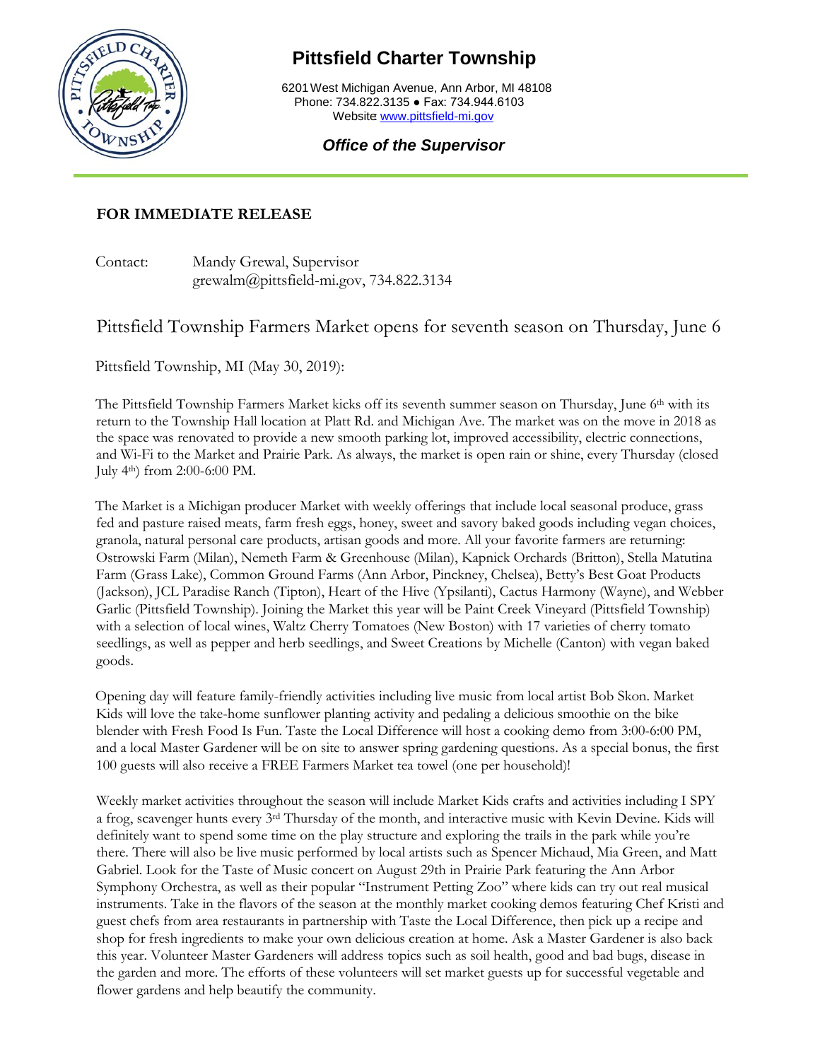# Pittsfield Charter Township

6201 West Michigan Avenue, Ann Arbor, MI 48108
Phone: 734.822.3135 ● Fax: 734.944.6103
Website www.pittsfield-mi.gov

***Office of the Supervisor***

---

**FOR IMMEDIATE RELEASE**

Contact: Mandy Grewal, Supervisor
grewalm@pittsfield-mi.gov, 734.822.3134

## Pittsfield Township Farmers Market opens for seventh season on Thursday, June 6

Pittsfield Township, MI (May 30, 2019):

The Pittsfield Township Farmers Market kicks off its seventh summer season on Thursday, June 6th with its return to the Township Hall location at Platt Rd. and Michigan Ave. The market was on the move in 2018 as the space was renovated to provide a new smooth parking lot, improved accessibility, electric connections, and Wi-Fi to the Market and Prairie Park. As always, the market is open rain or shine, every Thursday (closed July 4th) from 2:00-6:00 PM.

The Market is a Michigan producer Market with weekly offerings that include local seasonal produce, grass fed and pasture raised meats, farm fresh eggs, honey, sweet and savory baked goods including vegan choices, granola, natural personal care products, artisan goods and more. All your favorite farmers are returning: Ostrowski Farm (Milan), Nemeth Farm & Greenhouse (Milan), Kapnick Orchards (Britton), Stella Matutina Farm (Grass Lake), Common Ground Farms (Ann Arbor, Pinckney, Chelsea), Betty's Best Goat Products (Jackson), JCL Paradise Ranch (Tipton), Heart of the Hive (Ypsilanti), Cactus Harmony (Wayne), and Webber Garlic (Pittsfield Township). Joining the Market this year will be Paint Creek Vineyard (Pittsfield Township) with a selection of local wines, Waltz Cherry Tomatoes (New Boston) with 17 varieties of cherry tomato seedlings, as well as pepper and herb seedlings, and Sweet Creations by Michelle (Canton) with vegan baked goods.

Opening day will feature family-friendly activities including live music from local artist Bob Skon. Market Kids will love the take-home sunflower planting activity and pedaling a delicious smoothie on the bike blender with Fresh Food Is Fun. Taste the Local Difference will host a cooking demo from 3:00-6:00 PM, and a local Master Gardener will be on site to answer spring gardening questions. As a special bonus, the first 100 guests will also receive a FREE Farmers Market tea towel (one per household)!

Weekly market activities throughout the season will include Market Kids crafts and activities including I SPY a frog, scavenger hunts every 3rd Thursday of the month, and interactive music with Kevin Devine. Kids will definitely want to spend some time on the play structure and exploring the trails in the park while you're there. There will also be live music performed by local artists such as Spencer Michaud, Mia Green, and Matt Gabriel. Look for the Taste of Music concert on August 29th in Prairie Park featuring the Ann Arbor Symphony Orchestra, as well as their popular "Instrument Petting Zoo" where kids can try out real musical instruments. Take in the flavors of the season at the monthly market cooking demos featuring Chef Kristi and guest chefs from area restaurants in partnership with Taste the Local Difference, then pick up a recipe and shop for fresh ingredients to make your own delicious creation at home. Ask a Master Gardener is also back this year. Volunteer Master Gardeners will address topics such as soil health, good and bad bugs, disease in the garden and more. The efforts of these volunteers will set market guests up for successful vegetable and flower gardens and help beautify the community.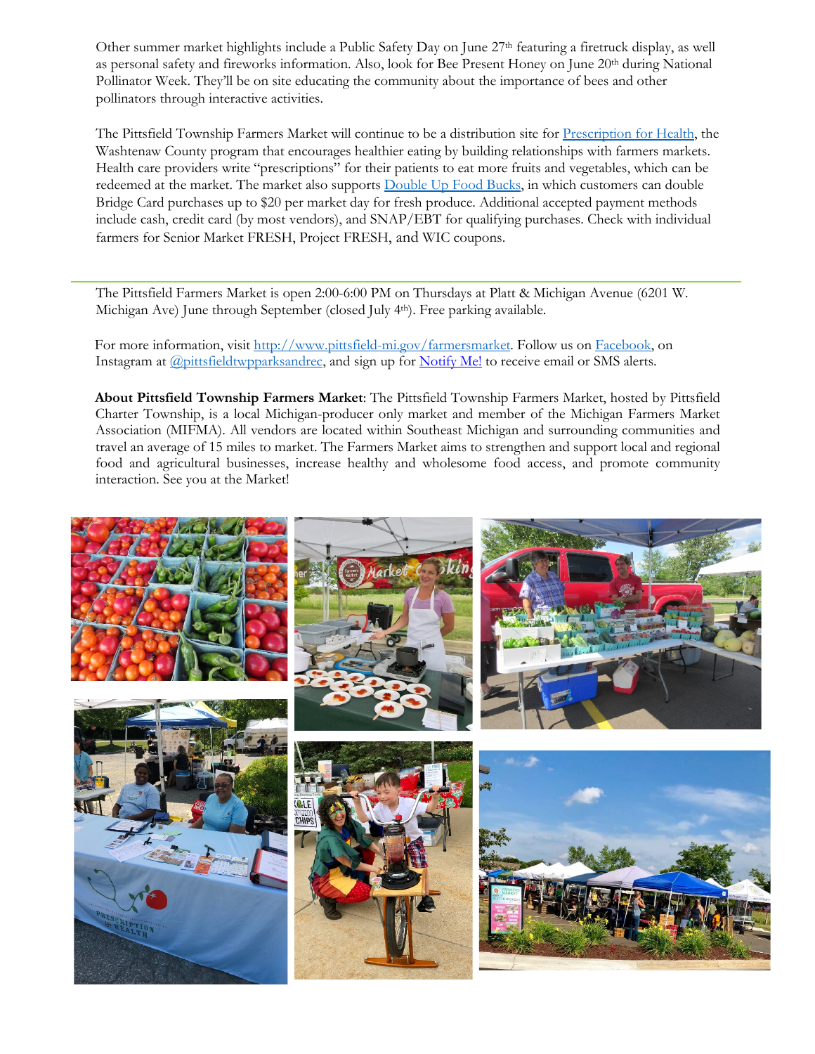Other summer market highlights include a Public Safety Day on June 27th featuring a firetruck display, as well as personal safety and fireworks information. Also, look for Bee Present Honey on June 20th during National Pollinator Week. They'll be on site educating the community about the importance of bees and other pollinators through interactive activities.

The Pittsfield Township Farmers Market will continue to be a distribution site for [Prescription for Health](), the Washtenaw County program that encourages healthier eating by building relationships with farmers markets. Health care providers write "prescriptions" for their patients to eat more fruits and vegetables, which can be redeemed at the market. The market also supports [Double Up Food Bucks](), in which customers can double Bridge Card purchases up to $20 per market day for fresh produce. Additional accepted payment methods include cash, credit card (by most vendors), and SNAP/EBT for qualifying purchases. Check with individual farmers for Senior Market FRESH, Project FRESH, and WIC coupons.

---

The Pittsfield Farmers Market is open 2:00-6:00 PM on Thursdays at Platt & Michigan Avenue (6201 W. Michigan Ave) June through September (closed July 4th). Free parking available.

For more information, visit [http://www.pittsfield-mi.gov/farmersmarket](http://www.pittsfield-mi.gov/farmersmarket). Follow us on [Facebook](), on Instagram at [@pittsfieldtwpparksandrec](), and sign up for [Notify Me!]() to receive email or SMS alerts.

**About Pittsfield Township Farmers Market**: The Pittsfield Township Farmers Market, hosted by Pittsfield Charter Township, is a local Michigan-producer only market and member of the Michigan Farmers Market Association (MIFMA). All vendors are located within Southeast Michigan and surrounding communities and travel an average of 15 miles to market. The Farmers Market aims to strengthen and support local and regional food and agricultural businesses, increase healthy and wholesome food access, and promote community interaction. See you at the Market!